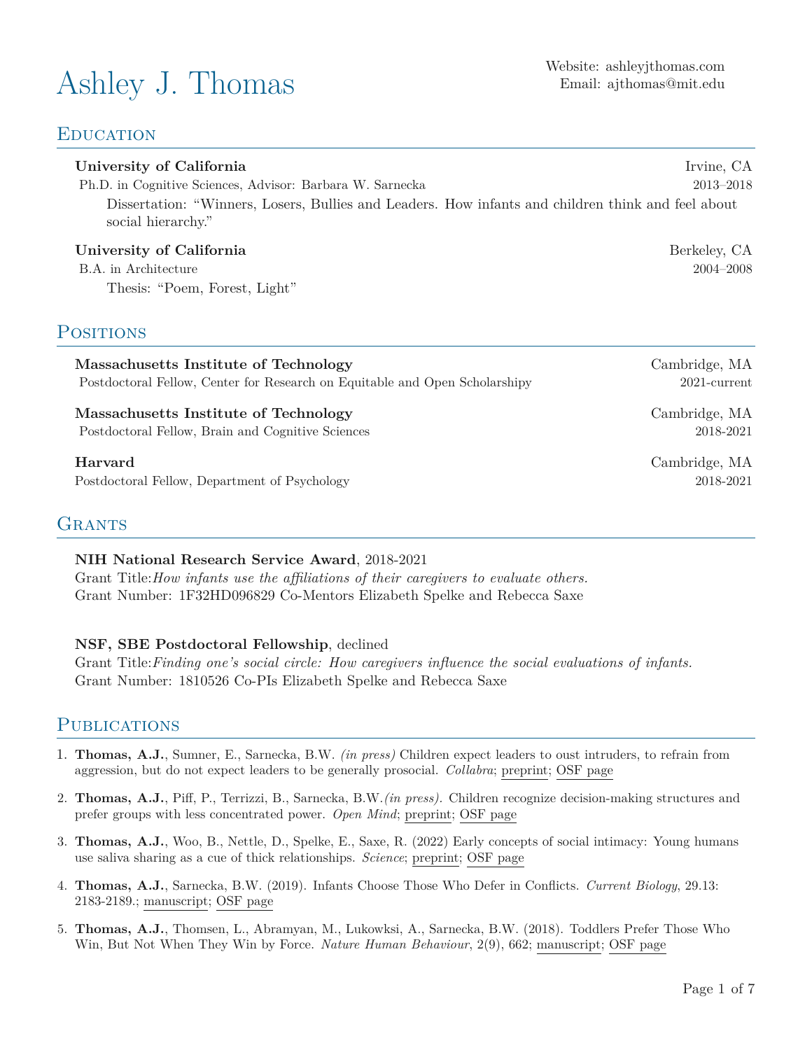# Ashley J. Thomas

Website: ashleyjthomas.com
Email: ajthomas@mit.edu

## Education

**University of California** — Irvine, CA
Ph.D. in Cognitive Sciences, Advisor: Barbara W. Sarnecka — 2013–2018
Dissertation: "Winners, Losers, Bullies and Leaders. How infants and children think and feel about social hierarchy."

**University of California** — Berkeley, CA
B.A. in Architecture — 2004–2008
Thesis: "Poem, Forest, Light"

## Positions

**Massachusetts Institute of Technology** — Cambridge, MA
Postdoctoral Fellow, Center for Research on Equitable and Open Scholarshipy — 2021-current

**Massachusetts Institute of Technology** — Cambridge, MA
Postdoctoral Fellow, Brain and Cognitive Sciences — 2018-2021

**Harvard** — Cambridge, MA
Postdoctoral Fellow, Department of Psychology — 2018-2021

## Grants

**NIH National Research Service Award**, 2018-2021
Grant Title:*How infants use the affiliations of their caregivers to evaluate others.*
Grant Number: 1F32HD096829 Co-Mentors Elizabeth Spelke and Rebecca Saxe

**NSF, SBE Postdoctoral Fellowship**, declined
Grant Title:*Finding one's social circle: How caregivers influence the social evaluations of infants.*
Grant Number: 1810526 Co-PIs Elizabeth Spelke and Rebecca Saxe

## Publications

1. **Thomas, A.J.**, Sumner, E., Sarnecka, B.W. *(in press)* Children expect leaders to oust intruders, to refrain from aggression, but do not expect leaders to be generally prosocial. *Collabra*; preprint; OSF page
2. **Thomas, A.J.**, Piff, P., Terrizzi, B., Sarnecka, B.W.*(in press)*. Children recognize decision-making structures and prefer groups with less concentrated power. *Open Mind*; preprint; OSF page
3. **Thomas, A.J.**, Woo, B., Nettle, D., Spelke, E., Saxe, R. (2022) Early concepts of social intimacy: Young humans use saliva sharing as a cue of thick relationships. *Science*; preprint; OSF page
4. **Thomas, A.J.**, Sarnecka, B.W. (2019). Infants Choose Those Who Defer in Conflicts. *Current Biology*, 29.13: 2183-2189.; manuscript; OSF page
5. **Thomas, A.J.**, Thomsen, L., Abramyan, M., Lukowksi, A., Sarnecka, B.W. (2018). Toddlers Prefer Those Who Win, But Not When They Win by Force. *Nature Human Behaviour*, 2(9), 662; manuscript; OSF page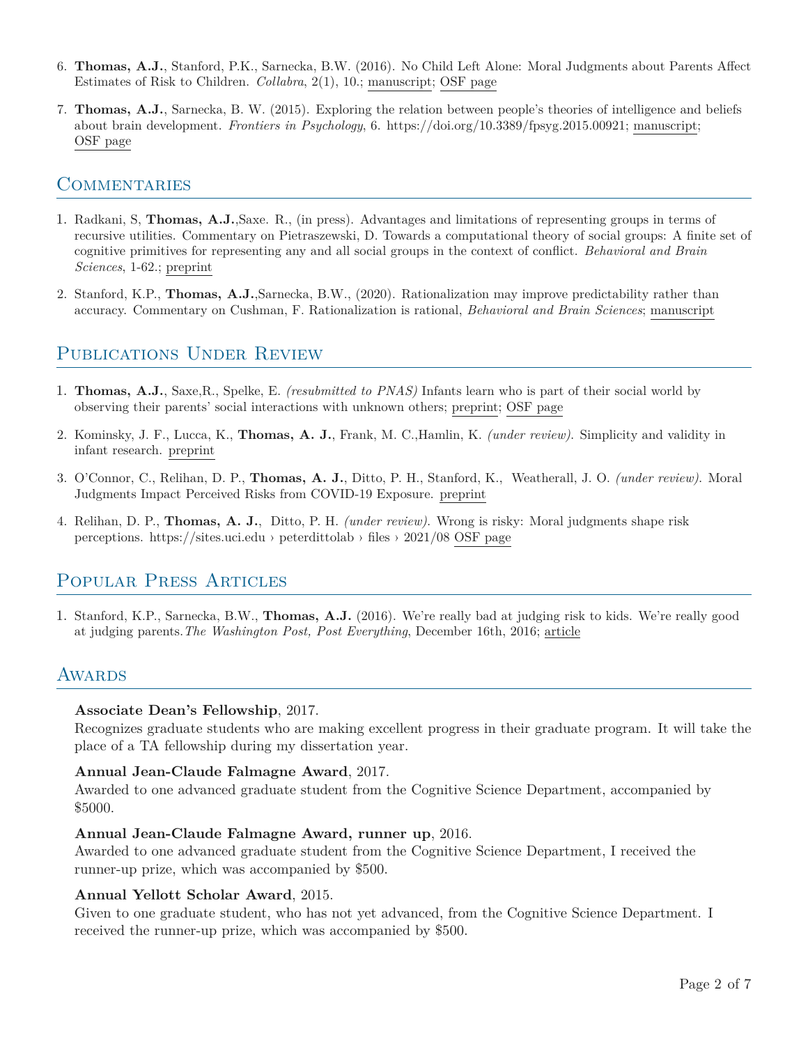6. **Thomas, A.J.**, Stanford, P.K., Sarnecka, B.W. (2016). No Child Left Alone: Moral Judgments about Parents Affect Estimates of Risk to Children. *Collabra*, 2(1), 10.; manuscript; OSF page

7. **Thomas, A.J.**, Sarnecka, B. W. (2015). Exploring the relation between people's theories of intelligence and beliefs about brain development. *Frontiers in Psychology*, 6. https://doi.org/10.3389/fpsyg.2015.00921; manuscript; OSF page

## Commentaries

1. Radkani, S, **Thomas, A.J.**,Saxe. R., (in press). Advantages and limitations of representing groups in terms of recursive utilities. Commentary on Pietraszewski, D. Towards a computational theory of social groups: A finite set of cognitive primitives for representing any and all social groups in the context of conflict. *Behavioral and Brain Sciences*, 1-62.; preprint

2. Stanford, K.P., **Thomas, A.J.**,Sarnecka, B.W., (2020). Rationalization may improve predictability rather than accuracy. Commentary on Cushman, F. Rationalization is rational, *Behavioral and Brain Sciences*; manuscript

## Publications Under Review

1. **Thomas, A.J.**, Saxe,R., Spelke, E. *(resubmitted to PNAS)* Infants learn who is part of their social world by observing their parents' social interactions with unknown others; preprint; OSF page

2. Kominsky, J. F., Lucca, K., **Thomas, A. J.**, Frank, M. C.,Hamlin, K. *(under review)*. Simplicity and validity in infant research. preprint

3. O'Connor, C., Relihan, D. P., **Thomas, A. J.**, Ditto, P. H., Stanford, K., Weatherall, J. O. *(under review)*. Moral Judgments Impact Perceived Risks from COVID-19 Exposure. preprint

4. Relihan, D. P., **Thomas, A. J.**, Ditto, P. H. *(under review)*. Wrong is risky: Moral judgments shape risk perceptions. https://sites.uci.edu › peterdittolab › files › 2021/08 OSF page

## Popular Press Articles

1. Stanford, K.P., Sarnecka, B.W., **Thomas, A.J.** (2016). We're really bad at judging risk to kids. We're really good at judging parents.*The Washington Post, Post Everything*, December 16th, 2016; article

## Awards

**Associate Dean's Fellowship**, 2017.
Recognizes graduate students who are making excellent progress in their graduate program. It will take the place of a TA fellowship during my dissertation year.

**Annual Jean-Claude Falmagne Award**, 2017.
Awarded to one advanced graduate student from the Cognitive Science Department, accompanied by $5000.

**Annual Jean-Claude Falmagne Award, runner up**, 2016.
Awarded to one advanced graduate student from the Cognitive Science Department, I received the runner-up prize, which was accompanied by $500.

**Annual Yellott Scholar Award**, 2015.
Given to one graduate student, who has not yet advanced, from the Cognitive Science Department. I received the runner-up prize, which was accompanied by $500.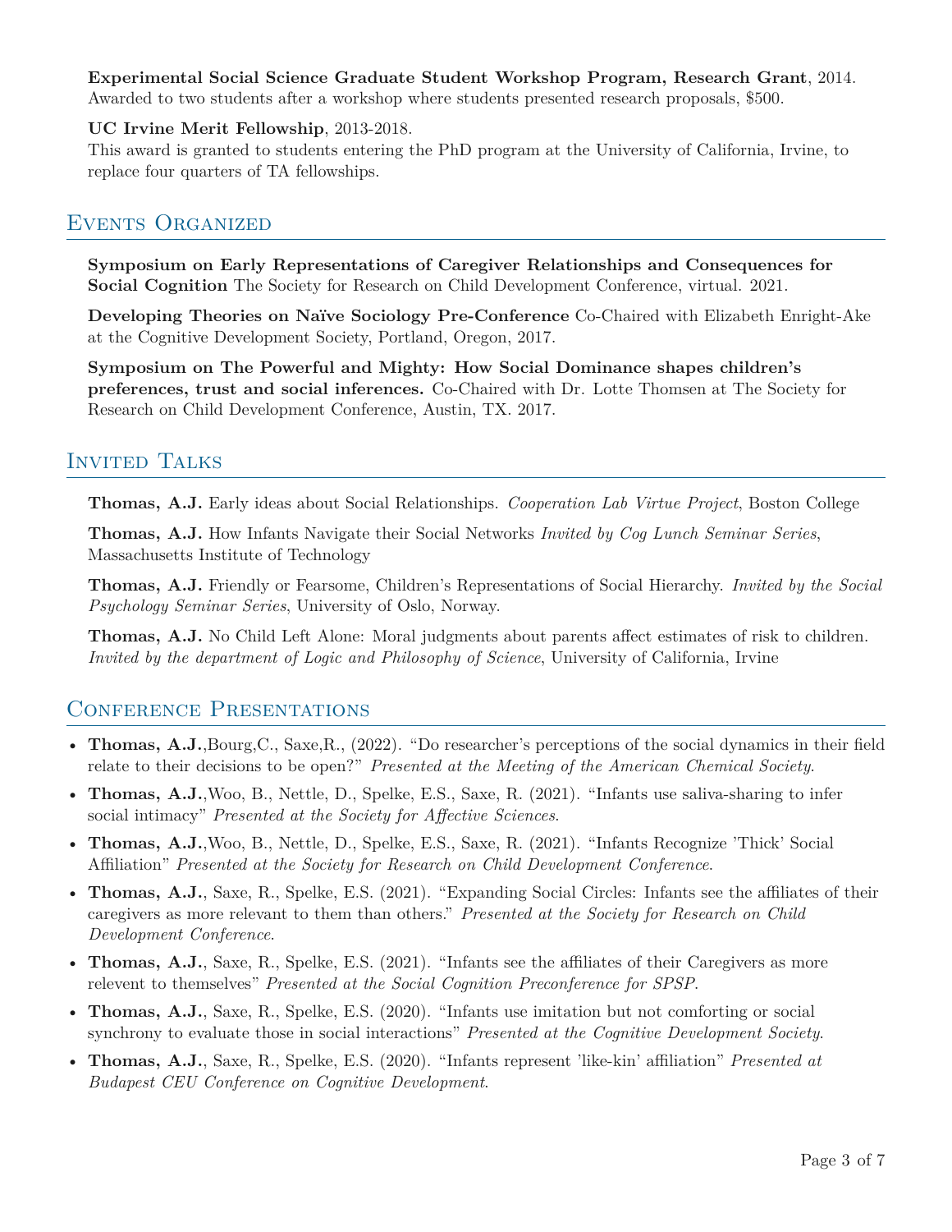**Experimental Social Science Graduate Student Workshop Program, Research Grant**, 2014.
Awarded to two students after a workshop where students presented research proposals, $500.

**UC Irvine Merit Fellowship**, 2013-2018.
This award is granted to students entering the PhD program at the University of California, Irvine, to replace four quarters of TA fellowships.

## Events Organized

**Symposium on Early Representations of Caregiver Relationships and Consequences for Social Cognition** The Society for Research on Child Development Conference, virtual. 2021.

**Developing Theories on Naïve Sociology Pre-Conference** Co-Chaired with Elizabeth Enright-Ake at the Cognitive Development Society, Portland, Oregon, 2017.

**Symposium on The Powerful and Mighty: How Social Dominance shapes children's preferences, trust and social inferences.** Co-Chaired with Dr. Lotte Thomsen at The Society for Research on Child Development Conference, Austin, TX. 2017.

## Invited Talks

**Thomas, A.J.** Early ideas about Social Relationships. *Cooperation Lab Virtue Project*, Boston College

**Thomas, A.J.** How Infants Navigate their Social Networks *Invited by Cog Lunch Seminar Series*, Massachusetts Institute of Technology

**Thomas, A.J.** Friendly or Fearsome, Children's Representations of Social Hierarchy. *Invited by the Social Psychology Seminar Series*, University of Oslo, Norway.

**Thomas, A.J.** No Child Left Alone: Moral judgments about parents affect estimates of risk to children. *Invited by the department of Logic and Philosophy of Science*, University of California, Irvine

## Conference Presentations

- **Thomas, A.J.**,Bourg,C., Saxe,R., (2022). "Do researcher's perceptions of the social dynamics in their field relate to their decisions to be open?" *Presented at the Meeting of the American Chemical Society.*
- **Thomas, A.J.**,Woo, B., Nettle, D., Spelke, E.S., Saxe, R. (2021). "Infants use saliva-sharing to infer social intimacy" *Presented at the Society for Affective Sciences.*
- **Thomas, A.J.**,Woo, B., Nettle, D., Spelke, E.S., Saxe, R. (2021). "Infants Recognize 'Thick' Social Affiliation" *Presented at the Society for Research on Child Development Conference.*
- **Thomas, A.J.**, Saxe, R., Spelke, E.S. (2021). "Expanding Social Circles: Infants see the affiliates of their caregivers as more relevant to them than others." *Presented at the Society for Research on Child Development Conference.*
- **Thomas, A.J.**, Saxe, R., Spelke, E.S. (2021). "Infants see the affiliates of their Caregivers as more relevent to themselves" *Presented at the Social Cognition Preconference for SPSP.*
- **Thomas, A.J.**, Saxe, R., Spelke, E.S. (2020). "Infants use imitation but not comforting or social synchrony to evaluate those in social interactions" *Presented at the Cognitive Development Society.*
- **Thomas, A.J.**, Saxe, R., Spelke, E.S. (2020). "Infants represent 'like-kin' affiliation" *Presented at Budapest CEU Conference on Cognitive Development.*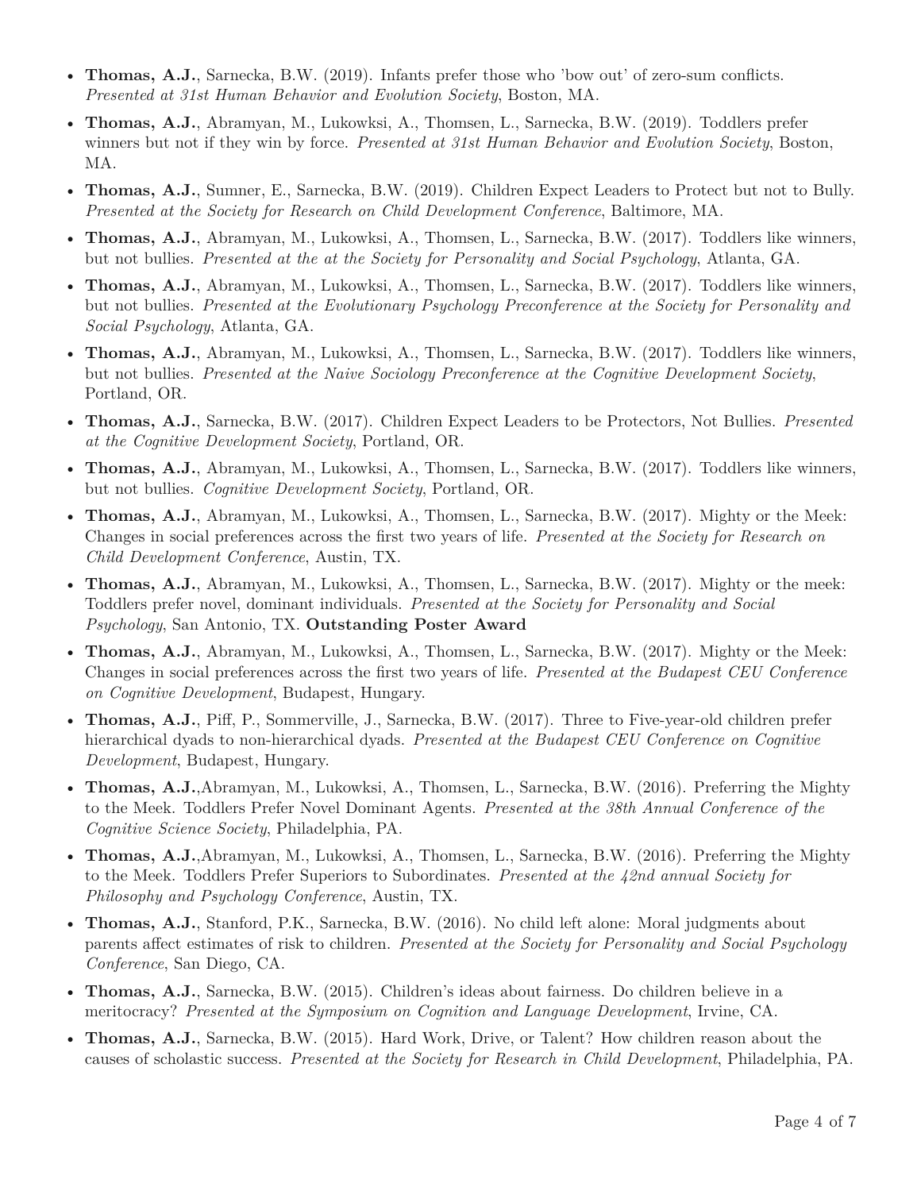- **Thomas, A.J.**, Sarnecka, B.W. (2019). Infants prefer those who 'bow out' of zero-sum conflicts. *Presented at 31st Human Behavior and Evolution Society*, Boston, MA.
- **Thomas, A.J.**, Abramyan, M., Lukowksi, A., Thomsen, L., Sarnecka, B.W. (2019). Toddlers prefer winners but not if they win by force. *Presented at 31st Human Behavior and Evolution Society*, Boston, MA.
- **Thomas, A.J.**, Sumner, E., Sarnecka, B.W. (2019). Children Expect Leaders to Protect but not to Bully. *Presented at the Society for Research on Child Development Conference*, Baltimore, MA.
- **Thomas, A.J.**, Abramyan, M., Lukowksi, A., Thomsen, L., Sarnecka, B.W. (2017). Toddlers like winners, but not bullies. *Presented at the at the Society for Personality and Social Psychology*, Atlanta, GA.
- **Thomas, A.J.**, Abramyan, M., Lukowksi, A., Thomsen, L., Sarnecka, B.W. (2017). Toddlers like winners, but not bullies. *Presented at the Evolutionary Psychology Preconference at the Society for Personality and Social Psychology*, Atlanta, GA.
- **Thomas, A.J.**, Abramyan, M., Lukowksi, A., Thomsen, L., Sarnecka, B.W. (2017). Toddlers like winners, but not bullies. *Presented at the Naive Sociology Preconference at the Cognitive Development Society*, Portland, OR.
- **Thomas, A.J.**, Sarnecka, B.W. (2017). Children Expect Leaders to be Protectors, Not Bullies. *Presented at the Cognitive Development Society*, Portland, OR.
- **Thomas, A.J.**, Abramyan, M., Lukowksi, A., Thomsen, L., Sarnecka, B.W. (2017). Toddlers like winners, but not bullies. *Cognitive Development Society*, Portland, OR.
- **Thomas, A.J.**, Abramyan, M., Lukowksi, A., Thomsen, L., Sarnecka, B.W. (2017). Mighty or the Meek: Changes in social preferences across the first two years of life. *Presented at the Society for Research on Child Development Conference*, Austin, TX.
- **Thomas, A.J.**, Abramyan, M., Lukowksi, A., Thomsen, L., Sarnecka, B.W. (2017). Mighty or the meek: Toddlers prefer novel, dominant individuals. *Presented at the Society for Personality and Social Psychology*, San Antonio, TX. **Outstanding Poster Award**
- **Thomas, A.J.**, Abramyan, M., Lukowksi, A., Thomsen, L., Sarnecka, B.W. (2017). Mighty or the Meek: Changes in social preferences across the first two years of life. *Presented at the Budapest CEU Conference on Cognitive Development*, Budapest, Hungary.
- **Thomas, A.J.**, Piff, P., Sommerville, J., Sarnecka, B.W. (2017). Three to Five-year-old children prefer hierarchical dyads to non-hierarchical dyads. *Presented at the Budapest CEU Conference on Cognitive Development*, Budapest, Hungary.
- **Thomas, A.J.**,Abramyan, M., Lukowksi, A., Thomsen, L., Sarnecka, B.W. (2016). Preferring the Mighty to the Meek. Toddlers Prefer Novel Dominant Agents. *Presented at the 38th Annual Conference of the Cognitive Science Society*, Philadelphia, PA.
- **Thomas, A.J.**,Abramyan, M., Lukowksi, A., Thomsen, L., Sarnecka, B.W. (2016). Preferring the Mighty to the Meek. Toddlers Prefer Superiors to Subordinates. *Presented at the 42nd annual Society for Philosophy and Psychology Conference*, Austin, TX.
- **Thomas, A.J.**, Stanford, P.K., Sarnecka, B.W. (2016). No child left alone: Moral judgments about parents affect estimates of risk to children. *Presented at the Society for Personality and Social Psychology Conference*, San Diego, CA.
- **Thomas, A.J.**, Sarnecka, B.W. (2015). Children's ideas about fairness. Do children believe in a meritocracy? *Presented at the Symposium on Cognition and Language Development*, Irvine, CA.
- **Thomas, A.J.**, Sarnecka, B.W. (2015). Hard Work, Drive, or Talent? How children reason about the causes of scholastic success. *Presented at the Society for Research in Child Development*, Philadelphia, PA.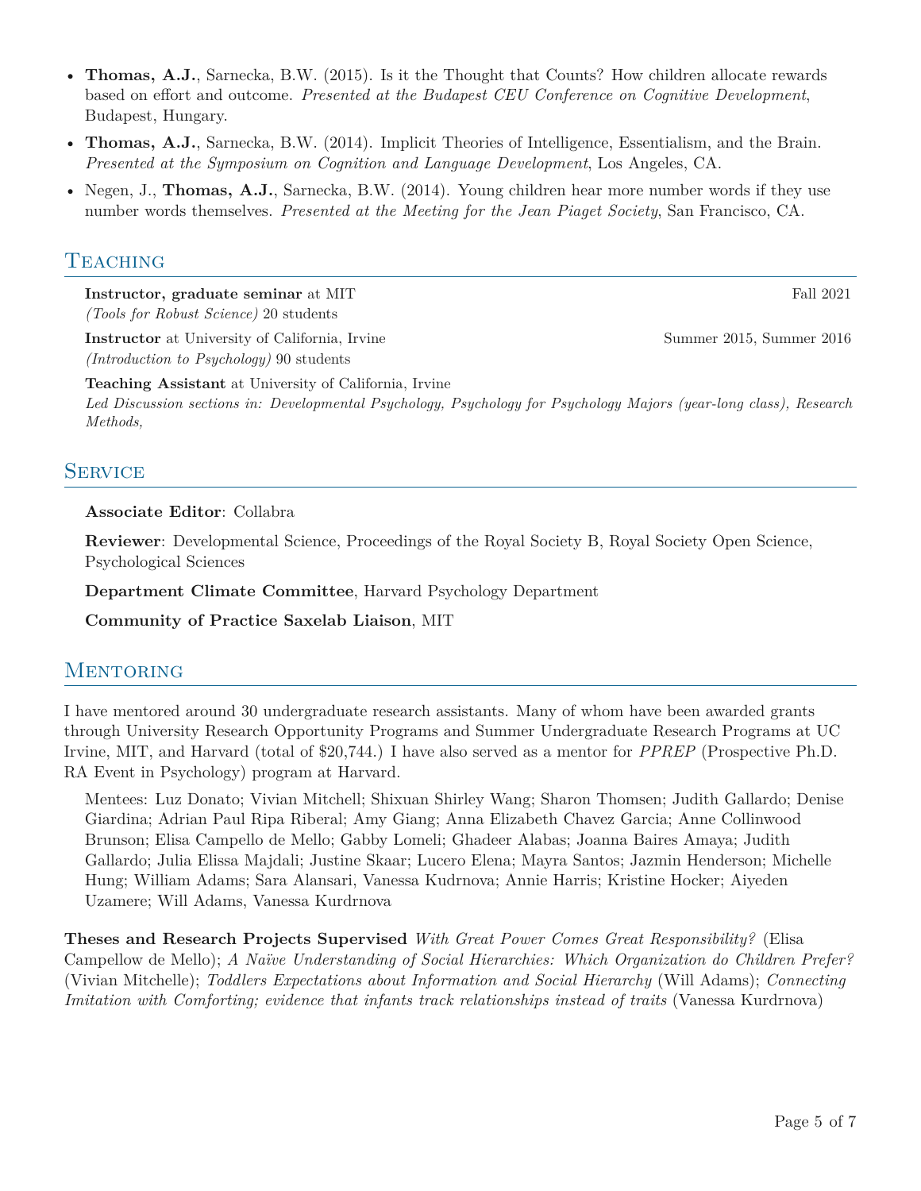- **Thomas, A.J.**, Sarnecka, B.W. (2015). Is it the Thought that Counts? How children allocate rewards based on effort and outcome. *Presented at the Budapest CEU Conference on Cognitive Development*, Budapest, Hungary.
- **Thomas, A.J.**, Sarnecka, B.W. (2014). Implicit Theories of Intelligence, Essentialism, and the Brain. *Presented at the Symposium on Cognition and Language Development*, Los Angeles, CA.
- Negen, J., **Thomas, A.J.**, Sarnecka, B.W. (2014). Young children hear more number words if they use number words themselves. *Presented at the Meeting for the Jean Piaget Society*, San Francisco, CA.

## Teaching

**Instructor, graduate seminar** at MIT — Fall 2021
*(Tools for Robust Science)* 20 students

**Instructor** at University of California, Irvine — Summer 2015, Summer 2016
*(Introduction to Psychology)* 90 students

**Teaching Assistant** at University of California, Irvine
*Led Discussion sections in: Developmental Psychology, Psychology for Psychology Majors (year-long class), Research Methods,*

## Service

**Associate Editor**: Collabra

**Reviewer**: Developmental Science, Proceedings of the Royal Society B, Royal Society Open Science, Psychological Sciences

**Department Climate Committee**, Harvard Psychology Department

**Community of Practice Saxelab Liaison**, MIT

## Mentoring

I have mentored around 30 undergraduate research assistants. Many of whom have been awarded grants through University Research Opportunity Programs and Summer Undergraduate Research Programs at UC Irvine, MIT, and Harvard (total of $20,744.) I have also served as a mentor for *PPREP* (Prospective Ph.D. RA Event in Psychology) program at Harvard.

Mentees: Luz Donato; Vivian Mitchell; Shixuan Shirley Wang; Sharon Thomsen; Judith Gallardo; Denise Giardina; Adrian Paul Ripa Riberal; Amy Giang; Anna Elizabeth Chavez Garcia; Anne Collinwood Brunson; Elisa Campello de Mello; Gabby Lomeli; Ghadeer Alabas; Joanna Baires Amaya; Judith Gallardo; Julia Elissa Majdali; Justine Skaar; Lucero Elena; Mayra Santos; Jazmin Henderson; Michelle Hung; William Adams; Sara Alansari, Vanessa Kudrnova; Annie Harris; Kristine Hocker; Aiyeden Uzamere; Will Adams, Vanessa Kurdrnova

**Theses and Research Projects Supervised** *With Great Power Comes Great Responsibility?* (Elisa Campellow de Mello); *A Naïve Understanding of Social Hierarchies: Which Organization do Children Prefer?* (Vivian Mitchelle); *Toddlers Expectations about Information and Social Hierarchy* (Will Adams); *Connecting Imitation with Comforting; evidence that infants track relationships instead of traits* (Vanessa Kurdrnova)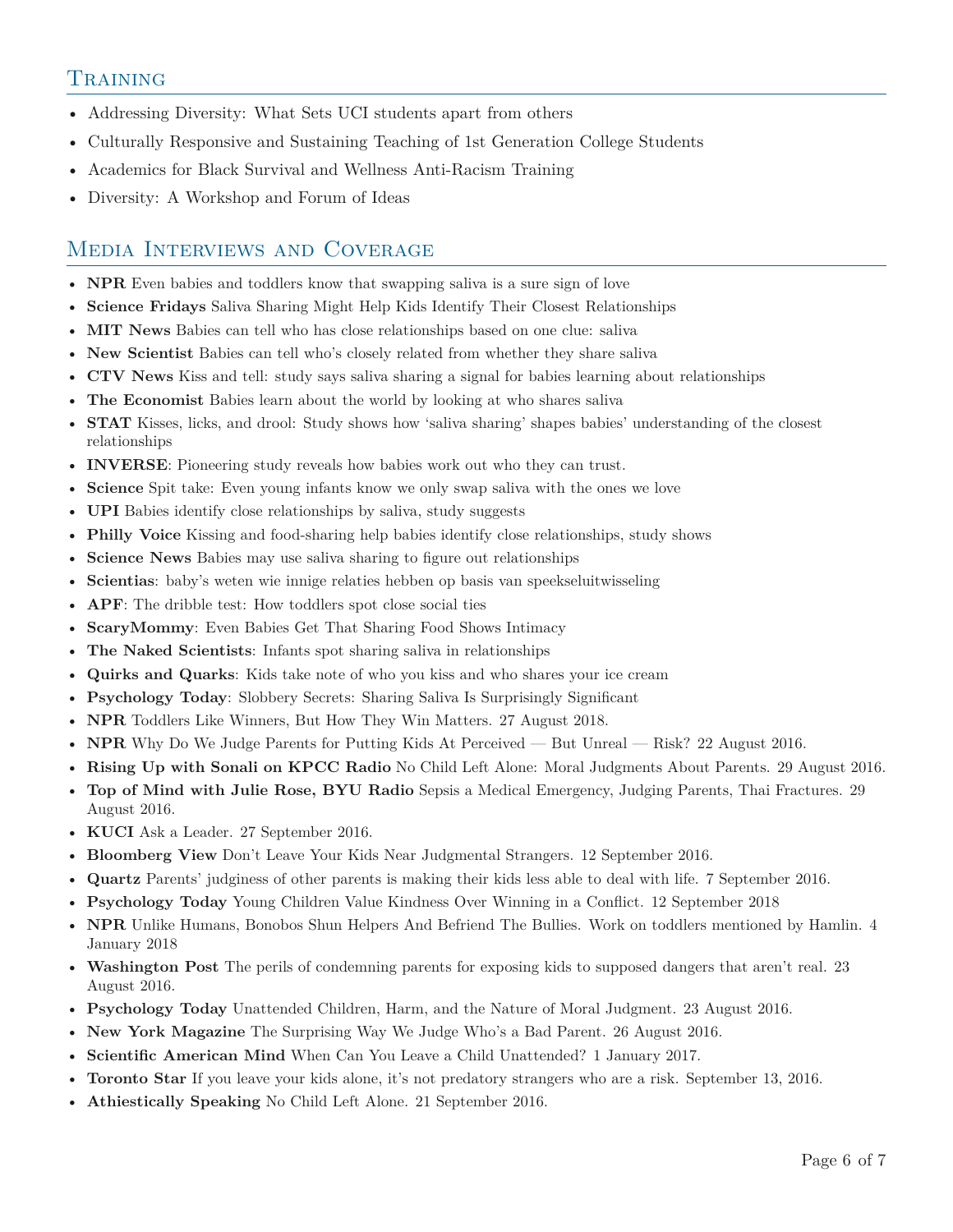## Training

- Addressing Diversity: What Sets UCI students apart from others
- Culturally Responsive and Sustaining Teaching of 1st Generation College Students
- Academics for Black Survival and Wellness Anti-Racism Training
- Diversity: A Workshop and Forum of Ideas

## Media Interviews and Coverage

- **NPR** Even babies and toddlers know that swapping saliva is a sure sign of love
- **Science Fridays** Saliva Sharing Might Help Kids Identify Their Closest Relationships
- **MIT News** Babies can tell who has close relationships based on one clue: saliva
- **New Scientist** Babies can tell who's closely related from whether they share saliva
- **CTV News** Kiss and tell: study says saliva sharing a signal for babies learning about relationships
- **The Economist** Babies learn about the world by looking at who shares saliva
- **STAT** Kisses, licks, and drool: Study shows how 'saliva sharing' shapes babies' understanding of the closest relationships
- **INVERSE**: Pioneering study reveals how babies work out who they can trust.
- **Science** Spit take: Even young infants know we only swap saliva with the ones we love
- **UPI** Babies identify close relationships by saliva, study suggests
- **Philly Voice** Kissing and food-sharing help babies identify close relationships, study shows
- **Science News** Babies may use saliva sharing to figure out relationships
- **Scientias**: baby's weten wie innige relaties hebben op basis van speekseluitwisseling
- **APF**: The dribble test: How toddlers spot close social ties
- **ScaryMommy**: Even Babies Get That Sharing Food Shows Intimacy
- **The Naked Scientists**: Infants spot sharing saliva in relationships
- **Quirks and Quarks**: Kids take note of who you kiss and who shares your ice cream
- **Psychology Today**: Slobbery Secrets: Sharing Saliva Is Surprisingly Significant
- **NPR** Toddlers Like Winners, But How They Win Matters. 27 August 2018.
- **NPR** Why Do We Judge Parents for Putting Kids At Perceived — But Unreal — Risk? 22 August 2016.
- **Rising Up with Sonali on KPCC Radio** No Child Left Alone: Moral Judgments About Parents. 29 August 2016.
- **Top of Mind with Julie Rose, BYU Radio** Sepsis a Medical Emergency, Judging Parents, Thai Fractures. 29 August 2016.
- **KUCI** Ask a Leader. 27 September 2016.
- **Bloomberg View** Don't Leave Your Kids Near Judgmental Strangers. 12 September 2016.
- **Quartz** Parents' judginess of other parents is making their kids less able to deal with life. 7 September 2016.
- **Psychology Today** Young Children Value Kindness Over Winning in a Conflict. 12 September 2018
- **NPR** Unlike Humans, Bonobos Shun Helpers And Befriend The Bullies. Work on toddlers mentioned by Hamlin. 4 January 2018
- **Washington Post** The perils of condemning parents for exposing kids to supposed dangers that aren't real. 23 August 2016.
- **Psychology Today** Unattended Children, Harm, and the Nature of Moral Judgment. 23 August 2016.
- **New York Magazine** The Surprising Way We Judge Who's a Bad Parent. 26 August 2016.
- **Scientific American Mind** When Can You Leave a Child Unattended? 1 January 2017.
- **Toronto Star** If you leave your kids alone, it's not predatory strangers who are a risk. September 13, 2016.
- **Athiestically Speaking** No Child Left Alone. 21 September 2016.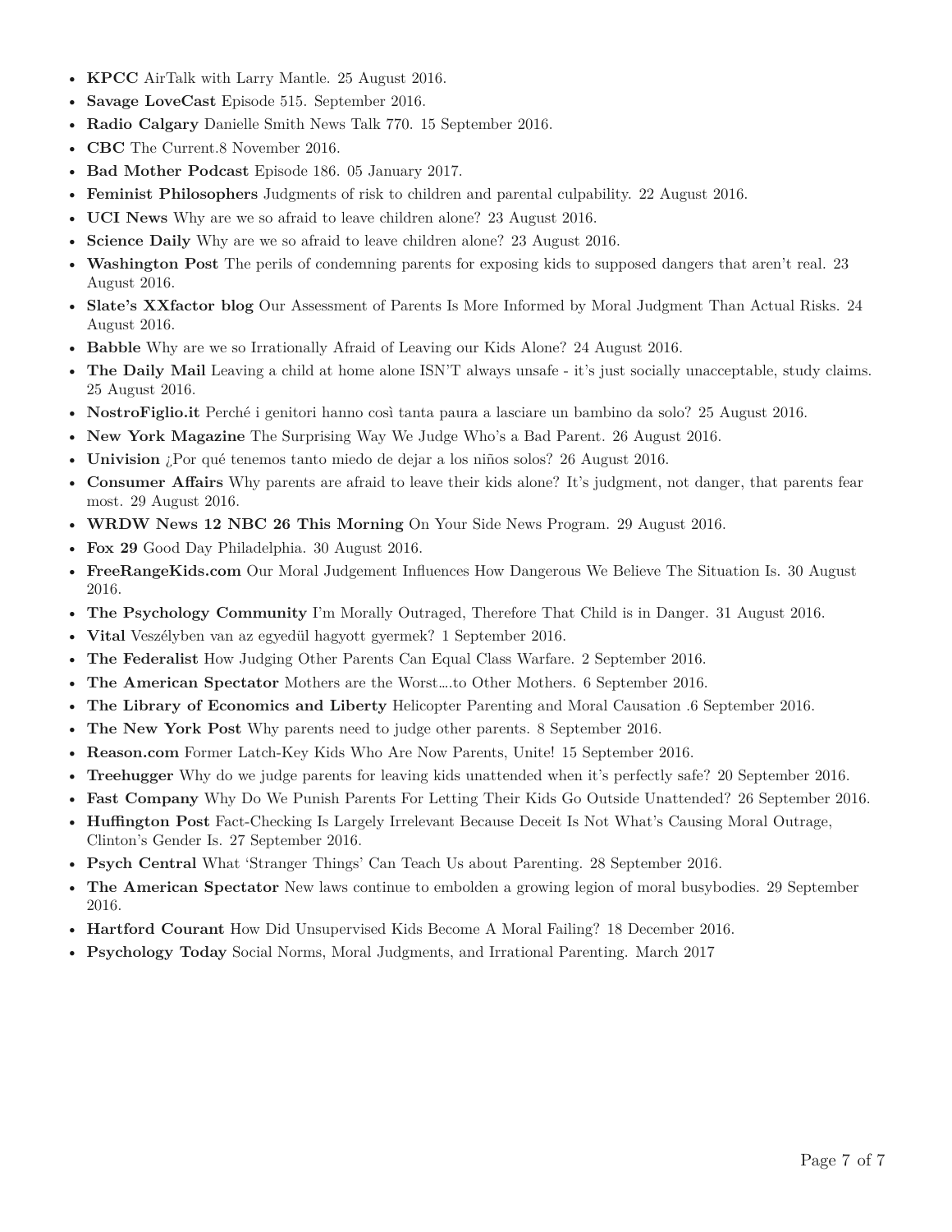- **KPCC** AirTalk with Larry Mantle. 25 August 2016.
- **Savage LoveCast** Episode 515. September 2016.
- **Radio Calgary** Danielle Smith News Talk 770. 15 September 2016.
- **CBC** The Current.8 November 2016.
- **Bad Mother Podcast** Episode 186. 05 January 2017.
- **Feminist Philosophers** Judgments of risk to children and parental culpability. 22 August 2016.
- **UCI News** Why are we so afraid to leave children alone? 23 August 2016.
- **Science Daily** Why are we so afraid to leave children alone? 23 August 2016.
- **Washington Post** The perils of condemning parents for exposing kids to supposed dangers that aren't real. 23 August 2016.
- **Slate's XXfactor blog** Our Assessment of Parents Is More Informed by Moral Judgment Than Actual Risks. 24 August 2016.
- **Babble** Why are we so Irrationally Afraid of Leaving our Kids Alone? 24 August 2016.
- **The Daily Mail** Leaving a child at home alone ISN'T always unsafe - it's just socially unacceptable, study claims. 25 August 2016.
- **NostroFiglio.it** Perché i genitori hanno così tanta paura a lasciare un bambino da solo? 25 August 2016.
- **New York Magazine** The Surprising Way We Judge Who's a Bad Parent. 26 August 2016.
- **Univision** ¿Por qué tenemos tanto miedo de dejar a los niños solos? 26 August 2016.
- **Consumer Affairs** Why parents are afraid to leave their kids alone? It's judgment, not danger, that parents fear most. 29 August 2016.
- **WRDW News 12 NBC 26 This Morning** On Your Side News Program. 29 August 2016.
- **Fox 29** Good Day Philadelphia. 30 August 2016.
- **FreeRangeKids.com** Our Moral Judgement Influences How Dangerous We Believe The Situation Is. 30 August 2016.
- **The Psychology Community** I'm Morally Outraged, Therefore That Child is in Danger. 31 August 2016.
- **Vital** Veszélyben van az egyedül hagyott gyermek? 1 September 2016.
- **The Federalist** How Judging Other Parents Can Equal Class Warfare. 2 September 2016.
- **The American Spectator** Mothers are the Worst….to Other Mothers. 6 September 2016.
- **The Library of Economics and Liberty** Helicopter Parenting and Moral Causation .6 September 2016.
- **The New York Post** Why parents need to judge other parents. 8 September 2016.
- **Reason.com** Former Latch-Key Kids Who Are Now Parents, Unite! 15 September 2016.
- **Treehugger** Why do we judge parents for leaving kids unattended when it's perfectly safe? 20 September 2016.
- **Fast Company** Why Do We Punish Parents For Letting Their Kids Go Outside Unattended? 26 September 2016.
- **Huffington Post** Fact-Checking Is Largely Irrelevant Because Deceit Is Not What's Causing Moral Outrage, Clinton's Gender Is. 27 September 2016.
- **Psych Central** What 'Stranger Things' Can Teach Us about Parenting. 28 September 2016.
- **The American Spectator** New laws continue to embolden a growing legion of moral busybodies. 29 September 2016.
- **Hartford Courant** How Did Unsupervised Kids Become A Moral Failing? 18 December 2016.
- **Psychology Today** Social Norms, Moral Judgments, and Irrational Parenting. March 2017